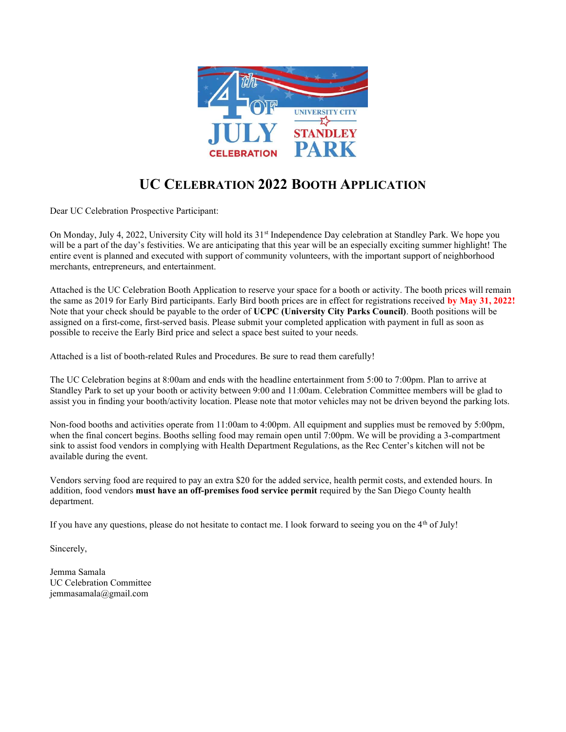# UC CELEBRATION 2022 BOOTH APPLICATION

Dear UC Celebration Prospective Participant:

On Monday, July 4, 2022, University City will hold its 31st Independence Day celebration at Standley Park. We hope you will be a part of the day's festivities. We are anticipating that this year will be an especially exciting summer highlight! The entire event is planned and executed with support of community volunteers, with the important support of neighborhood merchants, entrepreneurs, and entertainment.

Attached is the UC Celebration Booth Application to reserve your space for a booth or activity. The booth prices will remain the same as 2019 for Early Bird participants. Early Bird booth prices are in effect for registrations received **by May 31, 2022!** Note that your check should be payable to the order of **UCPC (University City Parks Council)**. Booth positions will be assigned on a first-come, first-served basis. Please submit your completed application with payment in full as soon as possible to receive the Early Bird price and select a space best suited to your needs.

Attached is a list of booth-related Rules and Procedures. Be sure to read them carefully!

The UC Celebration begins at 8:00am and ends with the headline entertainment from 5:00 to 7:00pm. Plan to arrive at Standley Park to set up your booth or activity between 9:00 and 11:00am. Celebration Committee members will be glad to assist you in finding your booth/activity location. Please note that motor vehicles may not be driven beyond the parking lots.

Non-food booths and activities operate from 11:00am to 4:00pm. All equipment and supplies must be removed by 5:00pm, when the final concert begins. Booths selling food may remain open until 7:00pm. We will be providing a 3-compartment sink to assist food vendors in complying with Health Department Regulations, as the Rec Center's kitchen will not be available during the event.

Vendors serving food are required to pay an extra $20 for the added service, health permit costs, and extended hours. In addition, food vendors **must have an off-premises food service permit** required by the San Diego County health department.

If you have any questions, please do not hesitate to contact me. I look forward to seeing you on the 4th of July!

Sincerely,

Jemma Samala
UC Celebration Committee
jemmasamala@gmail.com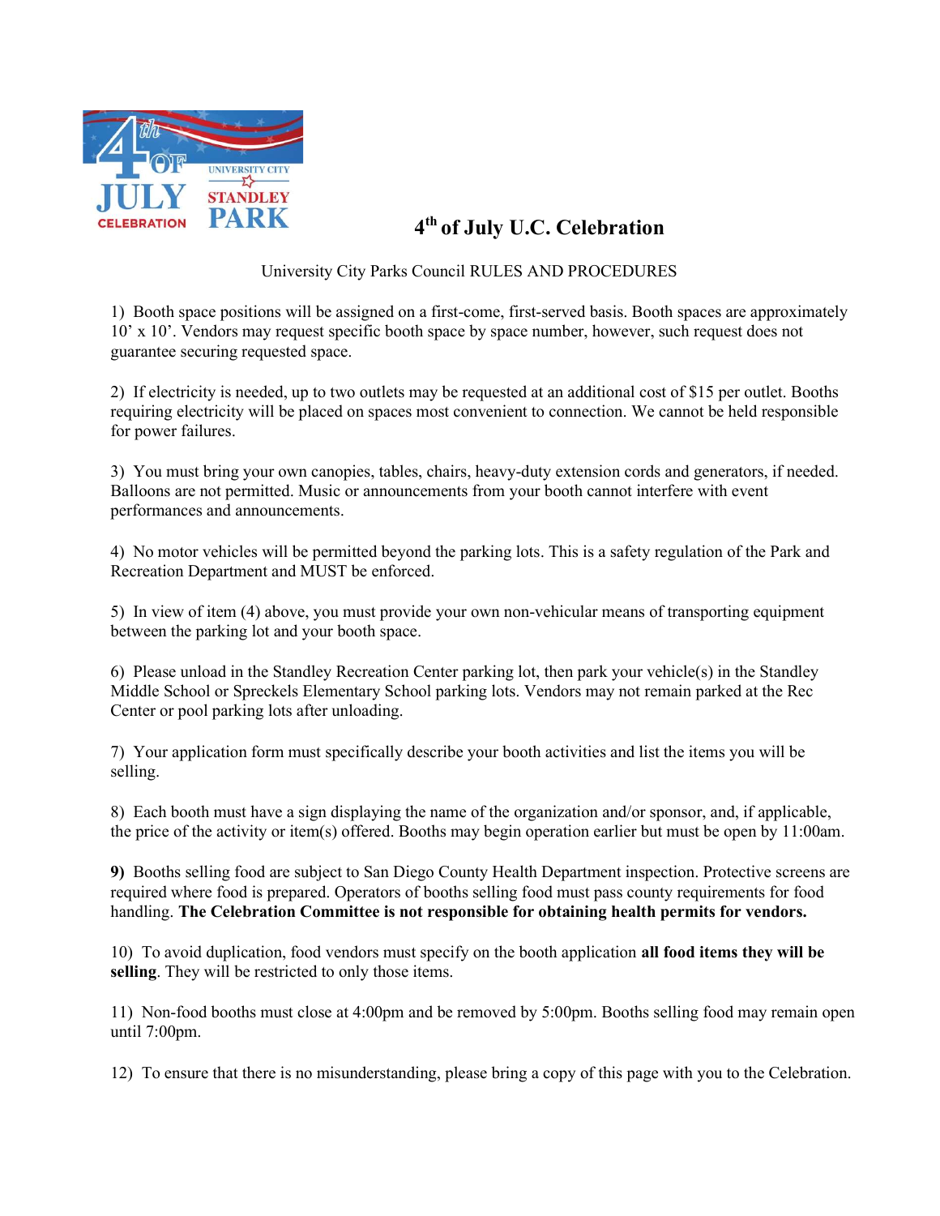# 4th of July U.C. Celebration

University City Parks Council RULES AND PROCEDURES

1) Booth space positions will be assigned on a first-come, first-served basis. Booth spaces are approximately 10' x 10'. Vendors may request specific booth space by space number, however, such request does not guarantee securing requested space.

2) If electricity is needed, up to two outlets may be requested at an additional cost of $15 per outlet. Booths requiring electricity will be placed on spaces most convenient to connection. We cannot be held responsible for power failures.

3) You must bring your own canopies, tables, chairs, heavy-duty extension cords and generators, if needed. Balloons are not permitted. Music or announcements from your booth cannot interfere with event performances and announcements.

4) No motor vehicles will be permitted beyond the parking lots. This is a safety regulation of the Park and Recreation Department and MUST be enforced.

5) In view of item (4) above, you must provide your own non-vehicular means of transporting equipment between the parking lot and your booth space.

6) Please unload in the Standley Recreation Center parking lot, then park your vehicle(s) in the Standley Middle School or Spreckels Elementary School parking lots. Vendors may not remain parked at the Rec Center or pool parking lots after unloading.

7) Your application form must specifically describe your booth activities and list the items you will be selling.

8) Each booth must have a sign displaying the name of the organization and/or sponsor, and, if applicable, the price of the activity or item(s) offered. Booths may begin operation earlier but must be open by 11:00am.

**9)** Booths selling food are subject to San Diego County Health Department inspection. Protective screens are required where food is prepared. Operators of booths selling food must pass county requirements for food handling. **The Celebration Committee is not responsible for obtaining health permits for vendors.**

10) To avoid duplication, food vendors must specify on the booth application **all food items they will be selling**. They will be restricted to only those items.

11) Non-food booths must close at 4:00pm and be removed by 5:00pm. Booths selling food may remain open until 7:00pm.

12) To ensure that there is no misunderstanding, please bring a copy of this page with you to the Celebration.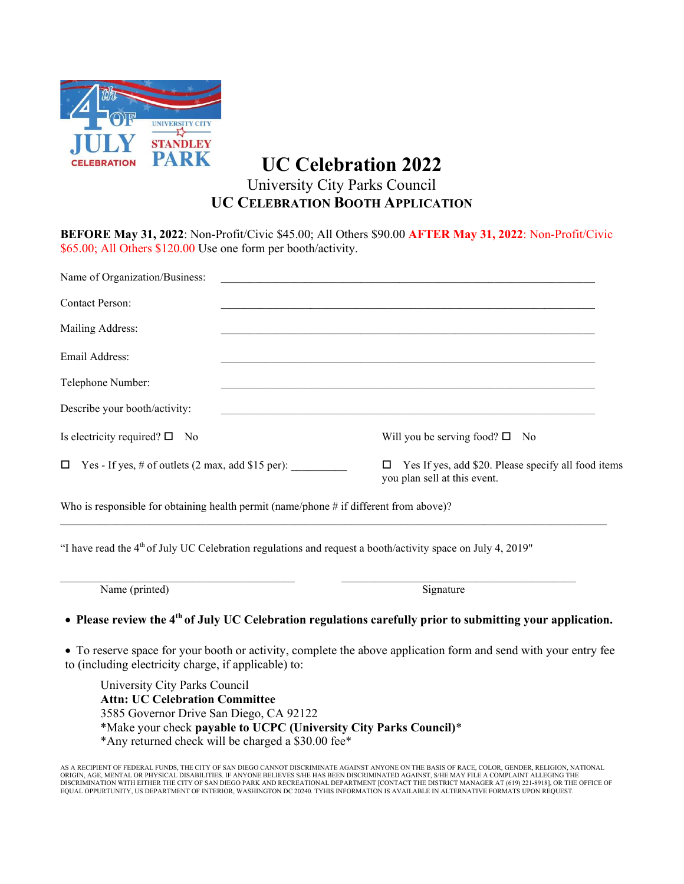# UC Celebration 2022

University City Parks Council

**UC CELEBRATION BOOTH APPLICATION**

**BEFORE May 31, 2022**: Non-Profit/Civic $45.00; All Others $90.00 **AFTER May 31, 2022**: Non-Profit/Civic $65.00; All Others $120.00 Use one form per booth/activity.

Name of Organization/Business: ______________________________

Contact Person: ______________________________

Mailing Address: ______________________________

Email Address: ______________________________

Telephone Number: ______________________________

Describe your booth/activity: ______________________________

Is electricity required? ☐ No

☐ Yes - If yes, # of outlets (2 max, add $15 per): __________

Will you be serving food? ☐ No

☐ Yes If yes, add $20. Please specify all food items you plan sell at this event.

Who is responsible for obtaining health permit (name/phone # if different from above)?

______________________________

"I have read the 4th of July UC Celebration regulations and request a booth/activity space on July 4, 2019"

______________________________ ______________________________

Name (printed) Signature

- **Please review the 4th of July UC Celebration regulations carefully prior to submitting your application.**
- To reserve space for your booth or activity, complete the above application form and send with your entry fee to (including electricity charge, if applicable) to:

University City Parks Council
**Attn: UC Celebration Committee**
3585 Governor Drive San Diego, CA 92122
*Make your check **payable to UCPC (University City Parks Council)***
*Any returned check will be charged a $30.00 fee*

AS A RECIPIENT OF FEDERAL FUNDS, THE CITY OF SAN DIEGO CANNOT DISCRIMINATE AGAINST ANYONE ON THE BASIS OF RACE, COLOR, GENDER, RELIGION, NATIONAL ORIGIN, AGE, MENTAL OR PHYSICAL DISABILITIES. IF ANYONE BELIEVES S/HE HAS BEEN DISCRIMINATED AGAINST, S/HE MAY FILE A COMPLAINT ALLEGING THE DISCRIMINATION WITH EITHER THE CITY OF SAN DIEGO PARK AND RECREATIONAL DEPARTMENT [CONTACT THE DISTRICT MANAGER AT (619) 221-8918], OR THE OFFICE OF EQUAL OPPURTUNITY, US DEPARTMENT OF INTERIOR, WASHINGTON DC 20240. TYHIS INFORMATION IS AVAILABLE IN ALTERNATIVE FORMATS UPON REQUEST.